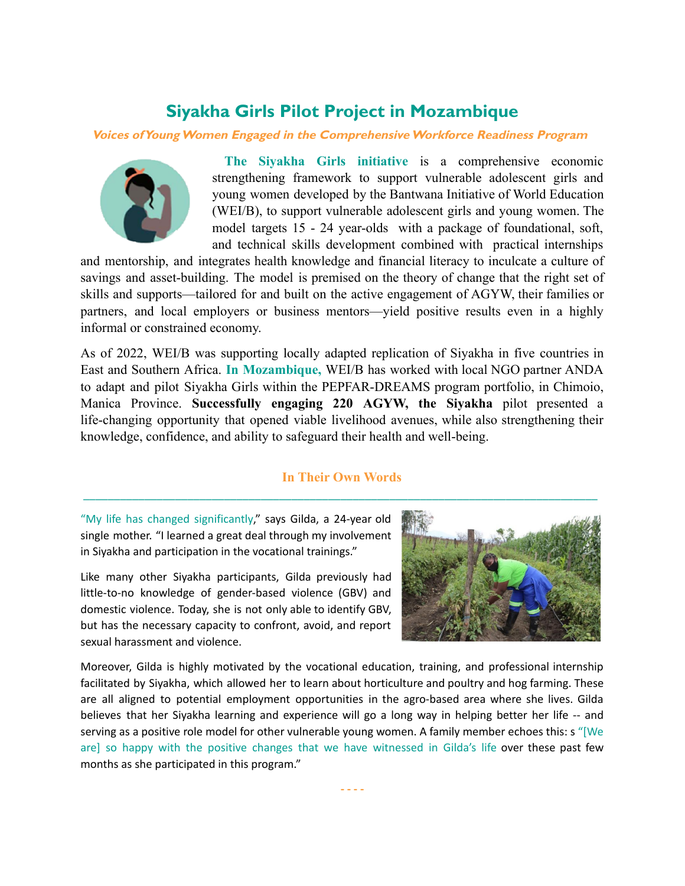# Siyakha Girls Pilot Project in Mozambique

***Voices of Young Women Engaged in the Comprehensive Workforce Readiness Program***

**The Siyakha Girls initiative** is a comprehensive economic strengthening framework to support vulnerable adolescent girls and young women developed by the Bantwana Initiative of World Education (WEI/B), to support vulnerable adolescent girls and young women. The model targets 15 - 24 year-olds with a package of foundational, soft, and technical skills development combined with practical internships and mentorship, and integrates health knowledge and financial literacy to inculcate a culture of savings and asset-building. The model is premised on the theory of change that the right set of skills and supports—tailored for and built on the active engagement of AGYW, their families or partners, and local employers or business mentors—yield positive results even in a highly informal or constrained economy.

As of 2022, WEI/B was supporting locally adapted replication of Siyakha in five countries in East and Southern Africa. **In Mozambique,** WEI/B has worked with local NGO partner ANDA to adapt and pilot Siyakha Girls within the PEPFAR-DREAMS program portfolio, in Chimoio, Manica Province. **Successfully engaging 220 AGYW, the Siyakha** pilot presented a life-changing opportunity that opened viable livelihood avenues, while also strengthening their knowledge, confidence, and ability to safeguard their health and well-being.

## In Their Own Words

---

"My life has changed significantly," says Gilda, a 24-year old single mother. "I learned a great deal through my involvement in Siyakha and participation in the vocational trainings."

Like many other Siyakha participants, Gilda previously had little-to-no knowledge of gender-based violence (GBV) and domestic violence. Today, she is not only able to identify GBV, but has the necessary capacity to confront, avoid, and report sexual harassment and violence.

Moreover, Gilda is highly motivated by the vocational education, training, and professional internship facilitated by Siyakha, which allowed her to learn about horticulture and poultry and hog farming. These are all aligned to potential employment opportunities in the agro-based area where she lives. Gilda believes that her Siyakha learning and experience will go a long way in helping better her life -- and serving as a positive role model for other vulnerable young women. A family member echoes this: s "[We are] so happy with the positive changes that we have witnessed in Gilda's life over these past few months as she participated in this program."

\- - - -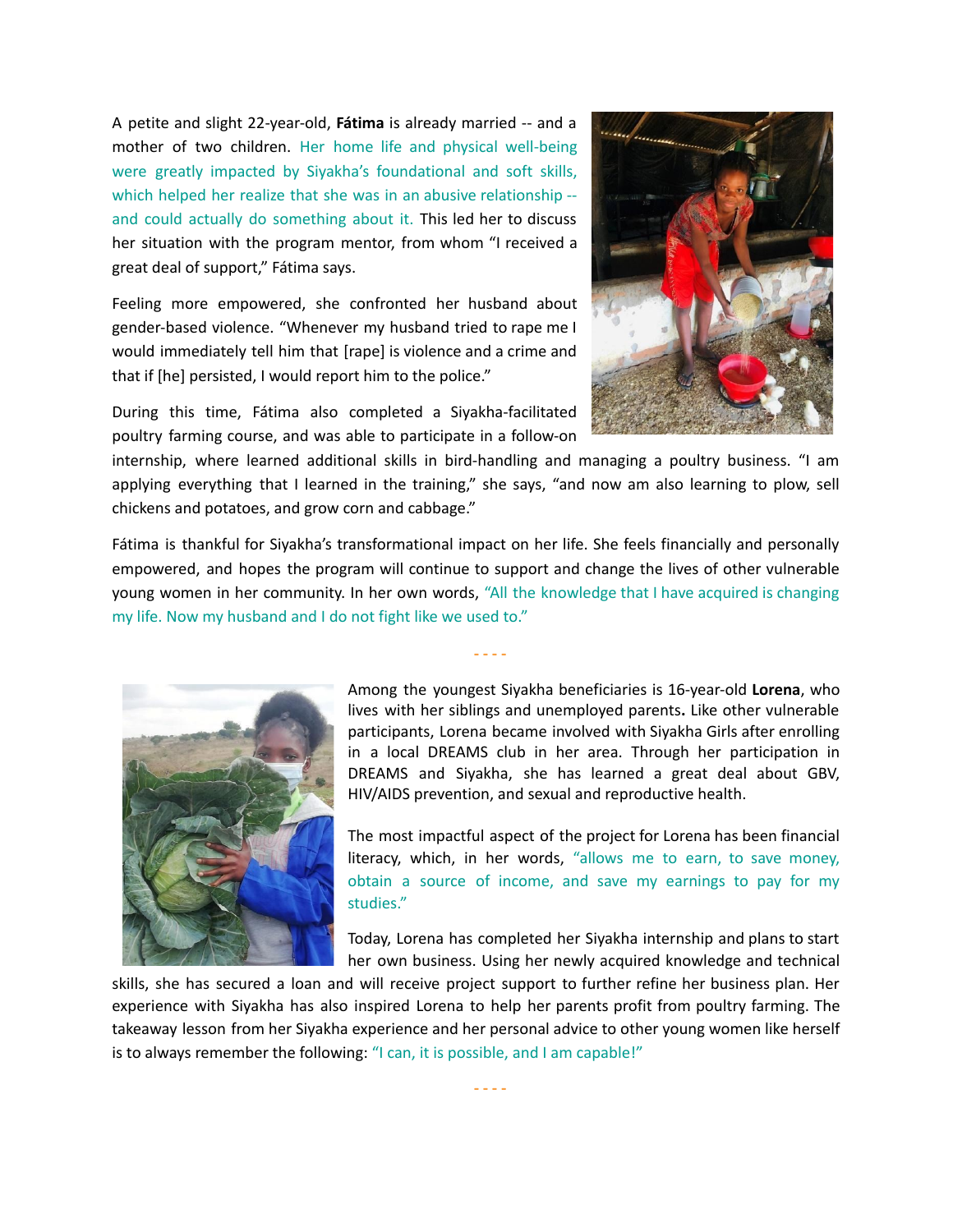A petite and slight 22-year-old, **Fátima** is already married -- and a mother of two children. Her home life and physical well-being were greatly impacted by Siyakha's foundational and soft skills, which helped her realize that she was in an abusive relationship -- and could actually do something about it. This led her to discuss her situation with the program mentor, from whom "I received a great deal of support," Fátima says.

Feeling more empowered, she confronted her husband about gender-based violence. "Whenever my husband tried to rape me I would immediately tell him that [rape] is violence and a crime and that if [he] persisted, I would report him to the police."

During this time, Fátima also completed a Siyakha-facilitated poultry farming course, and was able to participate in a follow-on internship, where learned additional skills in bird-handling and managing a poultry business. "I am applying everything that I learned in the training," she says, "and now am also learning to plow, sell chickens and potatoes, and grow corn and cabbage."

Fátima is thankful for Siyakha's transformational impact on her life. She feels financially and personally empowered, and hopes the program will continue to support and change the lives of other vulnerable young women in her community. In her own words, "All the knowledge that I have acquired is changing my life. Now my husband and I do not fight like we used to."

\- - - -

Among the youngest Siyakha beneficiaries is 16-year-old **Lorena**, who lives with her siblings and unemployed parents**.** Like other vulnerable participants, Lorena became involved with Siyakha Girls after enrolling in a local DREAMS club in her area. Through her participation in DREAMS and Siyakha, she has learned a great deal about GBV, HIV/AIDS prevention, and sexual and reproductive health.

The most impactful aspect of the project for Lorena has been financial literacy, which, in her words, "allows me to earn, to save money, obtain a source of income, and save my earnings to pay for my studies."

Today, Lorena has completed her Siyakha internship and plans to start her own business. Using her newly acquired knowledge and technical skills, she has secured a loan and will receive project support to further refine her business plan. Her experience with Siyakha has also inspired Lorena to help her parents profit from poultry farming. The takeaway lesson from her Siyakha experience and her personal advice to other young women like herself is to always remember the following: "I can, it is possible, and I am capable!"

\- - - -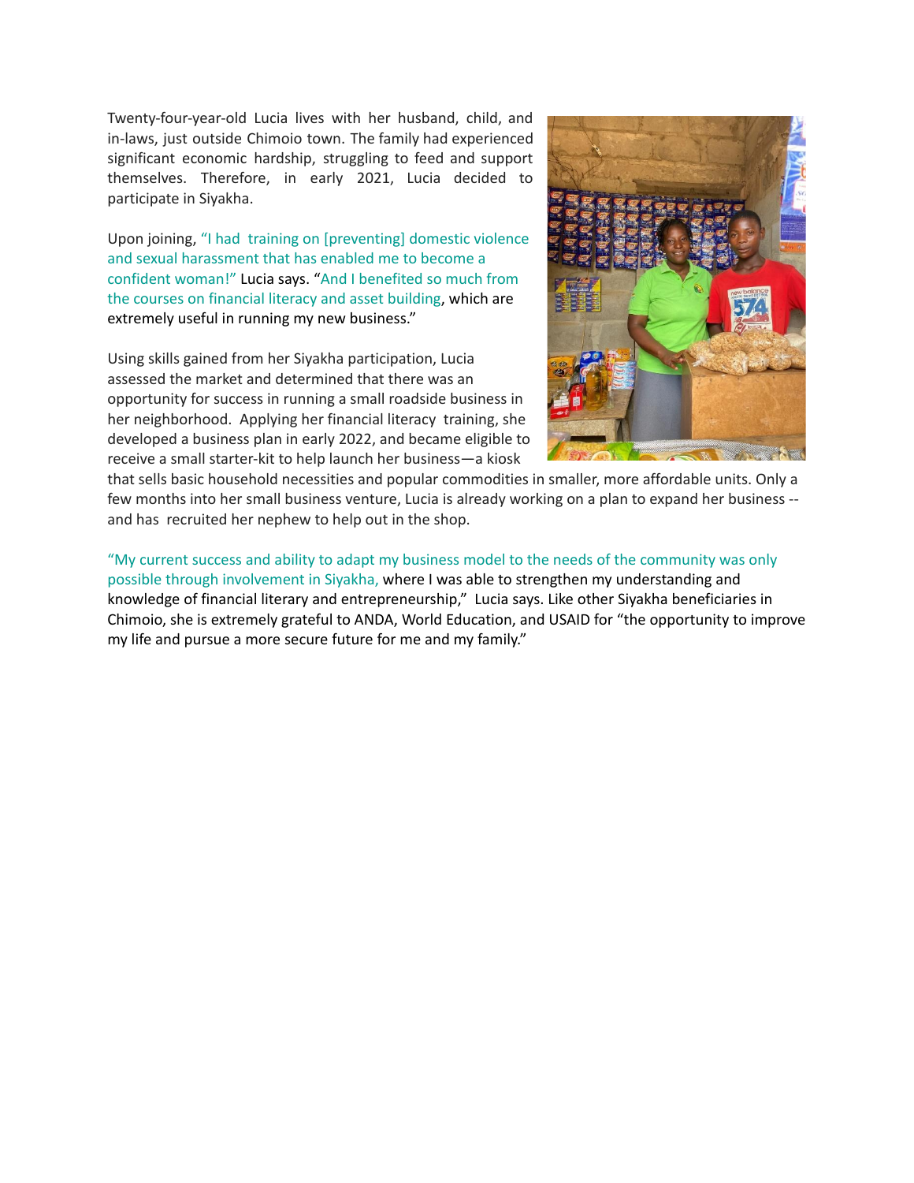Twenty-four-year-old Lucia lives with her husband, child, and in-laws, just outside Chimoio town. The family had experienced significant economic hardship, struggling to feed and support themselves. Therefore, in early 2021, Lucia decided to participate in Siyakha.

Upon joining, "I had training on [preventing] domestic violence and sexual harassment that has enabled me to become a confident woman!" Lucia says. "And I benefited so much from the courses on financial literacy and asset building, which are extremely useful in running my new business."

Using skills gained from her Siyakha participation, Lucia assessed the market and determined that there was an opportunity for success in running a small roadside business in her neighborhood. Applying her financial literacy training, she developed a business plan in early 2022, and became eligible to receive a small starter-kit to help launch her business—a kiosk that sells basic household necessities and popular commodities in smaller, more affordable units. Only a few months into her small business venture, Lucia is already working on a plan to expand her business -- and has recruited her nephew to help out in the shop.

"My current success and ability to adapt my business model to the needs of the community was only possible through involvement in Siyakha, where I was able to strengthen my understanding and knowledge of financial literary and entrepreneurship," Lucia says. Like other Siyakha beneficiaries in Chimoio, she is extremely grateful to ANDA, World Education, and USAID for "the opportunity to improve my life and pursue a more secure future for me and my family."